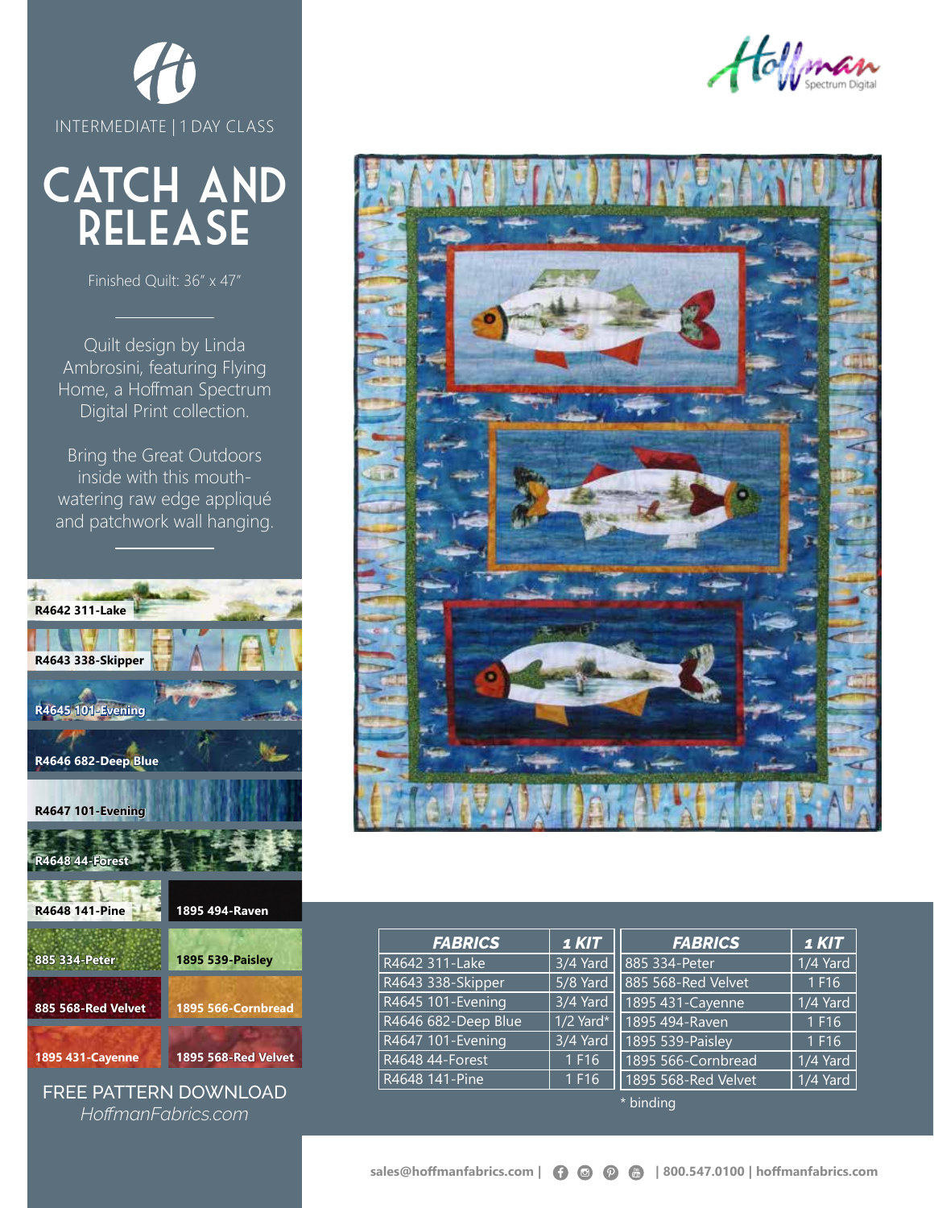INTERMEDIATE | 1 DAY CLASS

# CATCH AND RELEASE

Finished Quilt: 36" x 47"

Quilt design by Linda Ambrosini, featuring Flying Home, a Hoffman Spectrum Digital Print collection.

Bring the Great Outdoors inside with this mouth-watering raw edge appliqué and patchwork wall hanging.

R4642 311-Lake

R4643 338-Skipper

R4645 101-Evening

R4646 682-Deep Blue

R4647 101-Evening

R4648 44-Forest

R4648 141-Pine

1895 494-Raven

885 334-Peter

1895 539-Paisley

885 568-Red Velvet

1895 566-Cornbread

1895 431-Cayenne

1895 568-Red Velvet

FREE PATTERN DOWNLOAD

*HoffmanFabrics.com*

| FABRICS | 1 KIT | FABRICS | 1 KIT |
|---|---|---|---|
| R4642 311-Lake | 3/4 Yard | 885 334-Peter | 1/4 Yard |
| R4643 338-Skipper | 5/8 Yard | 885 568-Red Velvet | 1 F16 |
| R4645 101-Evening | 3/4 Yard | 1895 431-Cayenne | 1/4 Yard |
| R4646 682-Deep Blue | 1/2 Yard* | 1895 494-Raven | 1 F16 |
| R4647 101-Evening | 3/4 Yard | 1895 539-Paisley | 1 F16 |
| R4648 44-Forest | 1 F16 | 1895 566-Cornbread | 1/4 Yard |
| R4648 141-Pine | 1 F16 | 1895 568-Red Velvet | 1/4 Yard |

* binding

sales@hoffmanfabrics.com | 800.547.0100 | hoffmanfabrics.com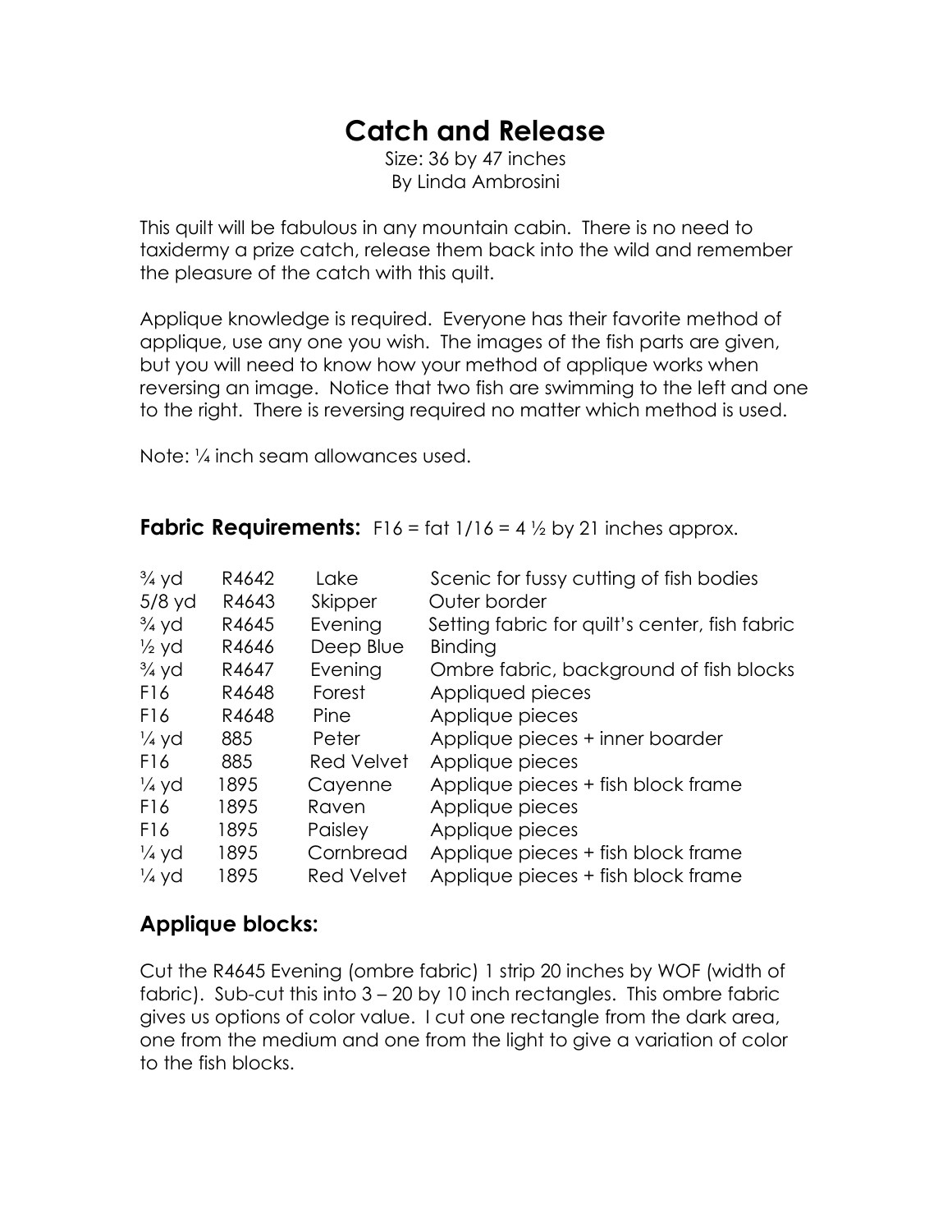# Catch and Release

Size: 36 by 47 inches
By Linda Ambrosini

This quilt will be fabulous in any mountain cabin. There is no need to taxidermy a prize catch, release them back into the wild and remember the pleasure of the catch with this quilt.

Applique knowledge is required. Everyone has their favorite method of applique, use any one you wish. The images of the fish parts are given, but you will need to know how your method of applique works when reversing an image. Notice that two fish are swimming to the left and one to the right. There is reversing required no matter which method is used.

Note: ¼ inch seam allowances used.

**Fabric Requirements:** F16 = fat 1/16 = 4 ½ by 21 inches approx.

| | | | |
|---|---|---|---|
| ¾ yd | R4642 | Lake | Scenic for fussy cutting of fish bodies |
| 5/8 yd | R4643 | Skipper | Outer border |
| ¾ yd | R4645 | Evening | Setting fabric for quilt's center, fish fabric |
| ½ yd | R4646 | Deep Blue | Binding |
| ¾ yd | R4647 | Evening | Ombre fabric, background of fish blocks |
| F16 | R4648 | Forest | Appliqued pieces |
| F16 | R4648 | Pine | Applique pieces |
| ¼ yd | 885 | Peter | Applique pieces + inner boarder |
| F16 | 885 | Red Velvet | Applique pieces |
| ¼ yd | 1895 | Cayenne | Applique pieces + fish block frame |
| F16 | 1895 | Raven | Applique pieces |
| F16 | 1895 | Paisley | Applique pieces |
| ¼ yd | 1895 | Cornbread | Applique pieces + fish block frame |
| ¼ yd | 1895 | Red Velvet | Applique pieces + fish block frame |

## Applique blocks:

Cut the R4645 Evening (ombre fabric) 1 strip 20 inches by WOF (width of fabric). Sub-cut this into 3 – 20 by 10 inch rectangles. This ombre fabric gives us options of color value. I cut one rectangle from the dark area, one from the medium and one from the light to give a variation of color to the fish blocks.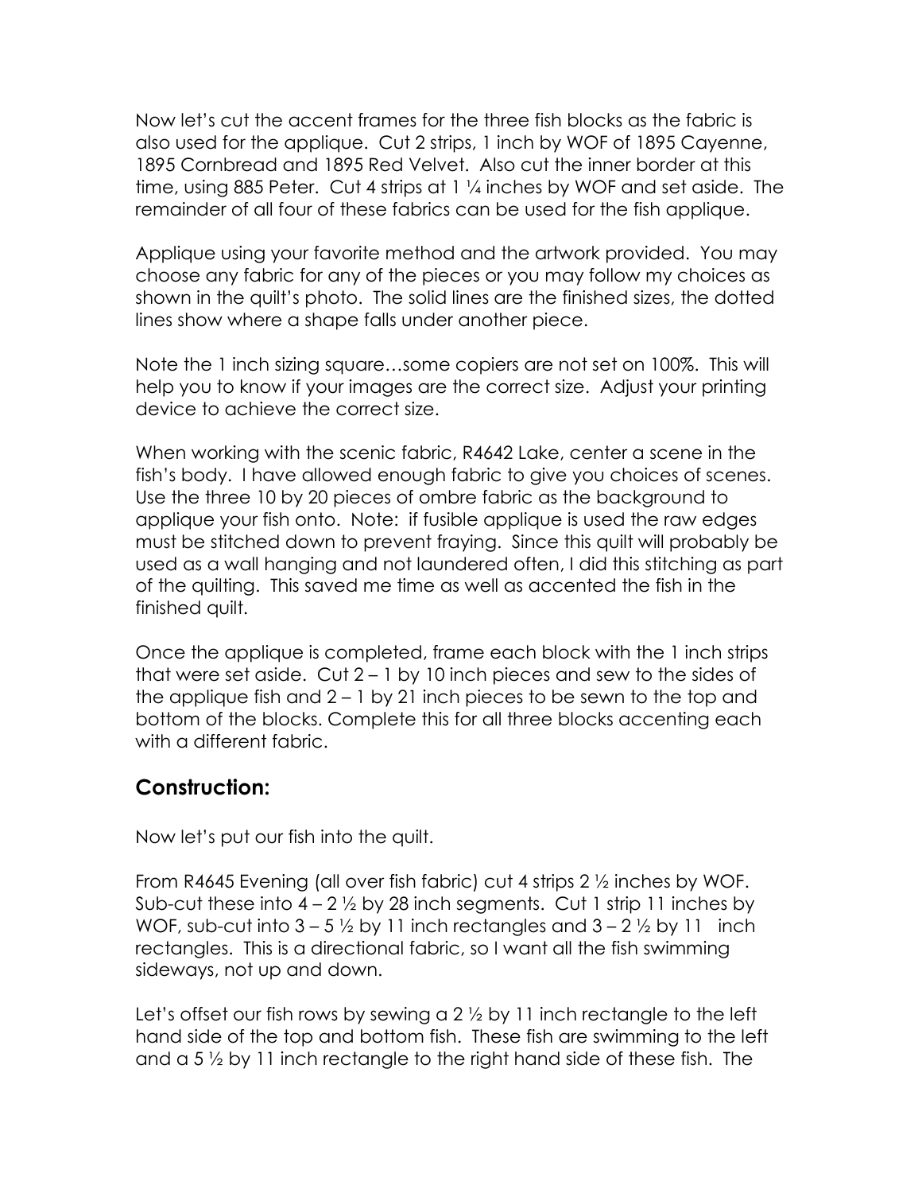Now let's cut the accent frames for the three fish blocks as the fabric is also used for the applique. Cut 2 strips, 1 inch by WOF of 1895 Cayenne, 1895 Cornbread and 1895 Red Velvet. Also cut the inner border at this time, using 885 Peter. Cut 4 strips at 1 ¼ inches by WOF and set aside. The remainder of all four of these fabrics can be used for the fish applique.

Applique using your favorite method and the artwork provided. You may choose any fabric for any of the pieces or you may follow my choices as shown in the quilt's photo. The solid lines are the finished sizes, the dotted lines show where a shape falls under another piece.

Note the 1 inch sizing square…some copiers are not set on 100%. This will help you to know if your images are the correct size. Adjust your printing device to achieve the correct size.

When working with the scenic fabric, R4642 Lake, center a scene in the fish's body. I have allowed enough fabric to give you choices of scenes. Use the three 10 by 20 pieces of ombre fabric as the background to applique your fish onto. Note: if fusible applique is used the raw edges must be stitched down to prevent fraying. Since this quilt will probably be used as a wall hanging and not laundered often, I did this stitching as part of the quilting. This saved me time as well as accented the fish in the finished quilt.

Once the applique is completed, frame each block with the 1 inch strips that were set aside. Cut 2 – 1 by 10 inch pieces and sew to the sides of the applique fish and 2 – 1 by 21 inch pieces to be sewn to the top and bottom of the blocks. Complete this for all three blocks accenting each with a different fabric.

## Construction:

Now let's put our fish into the quilt.

From R4645 Evening (all over fish fabric) cut 4 strips 2 ½ inches by WOF. Sub-cut these into 4 – 2 ½ by 28 inch segments. Cut 1 strip 11 inches by WOF, sub-cut into 3 – 5 ½ by 11 inch rectangles and 3 – 2 ½ by 11 inch rectangles. This is a directional fabric, so I want all the fish swimming sideways, not up and down.

Let's offset our fish rows by sewing a 2 ½ by 11 inch rectangle to the left hand side of the top and bottom fish. These fish are swimming to the left and a 5 ½ by 11 inch rectangle to the right hand side of these fish. The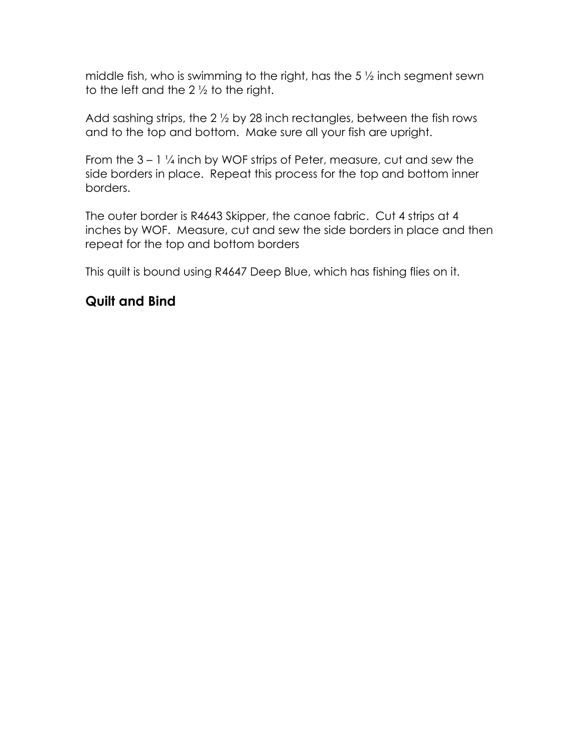middle fish, who is swimming to the right, has the 5 ½ inch segment sewn to the left and the 2 ½ to the right.

Add sashing strips, the 2 ½ by 28 inch rectangles, between the fish rows and to the top and bottom. Make sure all your fish are upright.

From the 3 – 1 ¼ inch by WOF strips of Peter, measure, cut and sew the side borders in place. Repeat this process for the top and bottom inner borders.

The outer border is R4643 Skipper, the canoe fabric. Cut 4 strips at 4 inches by WOF. Measure, cut and sew the side borders in place and then repeat for the top and bottom borders

This quilt is bound using R4647 Deep Blue, which has fishing flies on it.

## Quilt and Bind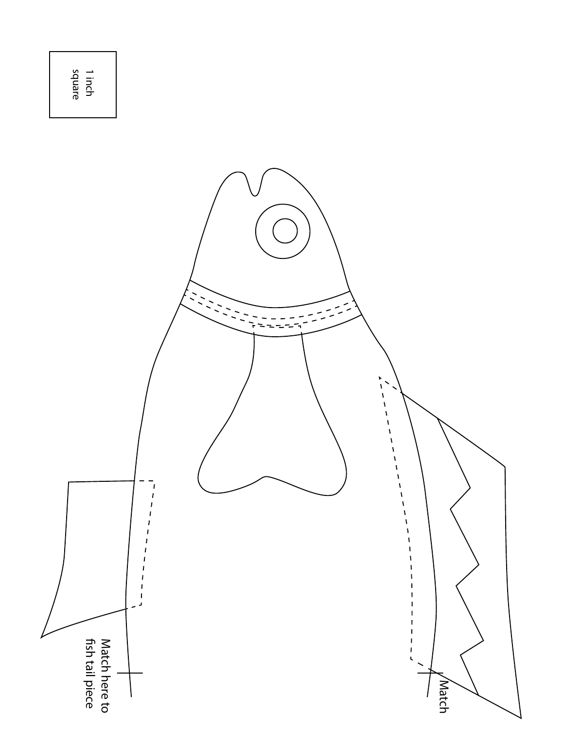1 inch square

Match here to fish tail piece

Match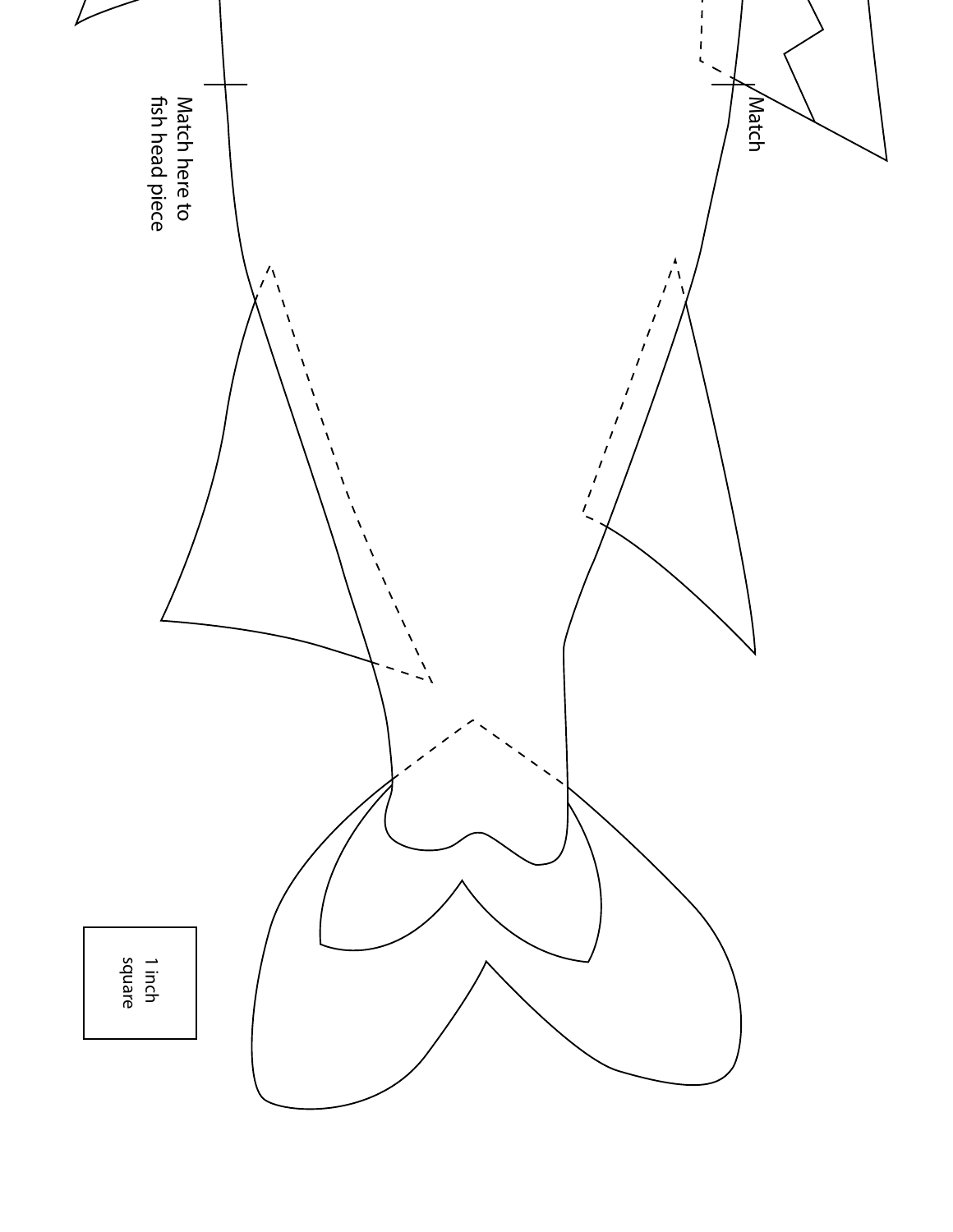Match here to fish head piece

Match

1 inch square